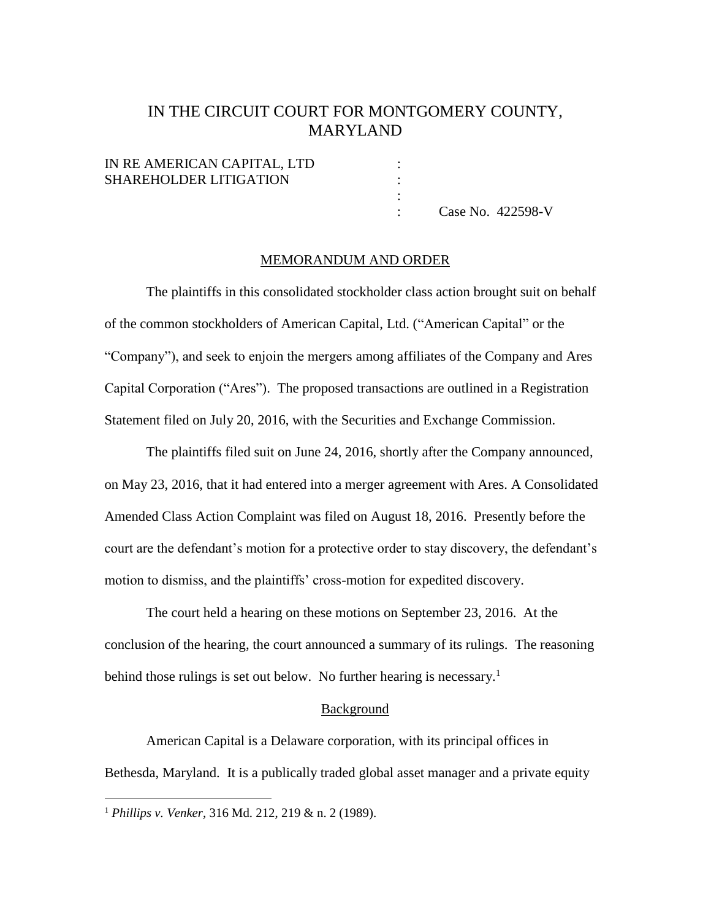# IN THE CIRCUIT COURT FOR MONTGOMERY COUNTY, MARYLAND

IN RE AMERICAN CAPITAL, LTD SHAREHOLDER LITIGATION

Case No. 422598-V

## MEMORANDUM AND ORDER

The plaintiffs in this consolidated stockholder class action brought suit on behalf of the common stockholders of American Capital, Ltd. ("American Capital" or the "Company"), and seek to enjoin the mergers among affiliates of the Company and Ares Capital Corporation ("Ares"). The proposed transactions are outlined in a Registration Statement filed on July 20, 2016, with the Securities and Exchange Commission.

The plaintiffs filed suit on June 24, 2016, shortly after the Company announced, on May 23, 2016, that it had entered into a merger agreement with Ares. A Consolidated Amended Class Action Complaint was filed on August 18, 2016. Presently before the court are the defendant's motion for a protective order to stay discovery, the defendant's motion to dismiss, and the plaintiffs' cross-motion for expedited discovery.

The court held a hearing on these motions on September 23, 2016. At the conclusion of the hearing, the court announced a summary of its rulings. The reasoning behind those rulings is set out below. No further hearing is necessary.[1]

### Background

American Capital is a Delaware corporation, with its principal offices in Bethesda, Maryland. It is a publically traded global asset manager and a private equity

[1] *Phillips v. Venker*, 316 Md. 212, 219 & n. 2 (1989).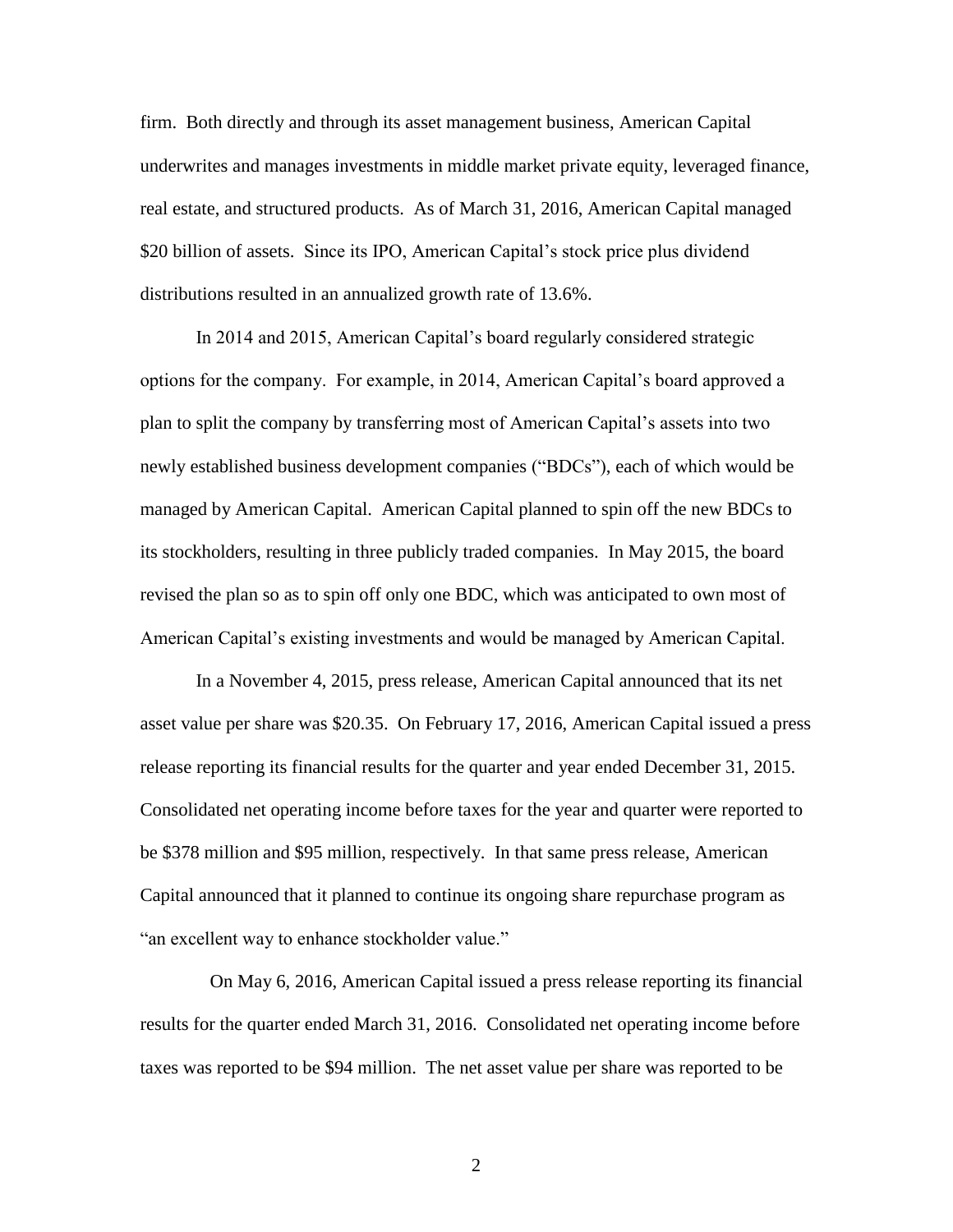firm. Both directly and through its asset management business, American Capital underwrites and manages investments in middle market private equity, leveraged finance, real estate, and structured products. As of March 31, 2016, American Capital managed $20 billion of assets. Since its IPO, American Capital's stock price plus dividend distributions resulted in an annualized growth rate of 13.6%.

In 2014 and 2015, American Capital's board regularly considered strategic options for the company. For example, in 2014, American Capital's board approved a plan to split the company by transferring most of American Capital's assets into two newly established business development companies ("BDCs"), each of which would be managed by American Capital. American Capital planned to spin off the new BDCs to its stockholders, resulting in three publicly traded companies. In May 2015, the board revised the plan so as to spin off only one BDC, which was anticipated to own most of American Capital's existing investments and would be managed by American Capital.

In a November 4, 2015, press release, American Capital announced that its net asset value per share was $20.35. On February 17, 2016, American Capital issued a press release reporting its financial results for the quarter and year ended December 31, 2015. Consolidated net operating income before taxes for the year and quarter were reported to be $378 million and $95 million, respectively. In that same press release, American Capital announced that it planned to continue its ongoing share repurchase program as "an excellent way to enhance stockholder value."

On May 6, 2016, American Capital issued a press release reporting its financial results for the quarter ended March 31, 2016. Consolidated net operating income before taxes was reported to be $94 million. The net asset value per share was reported to be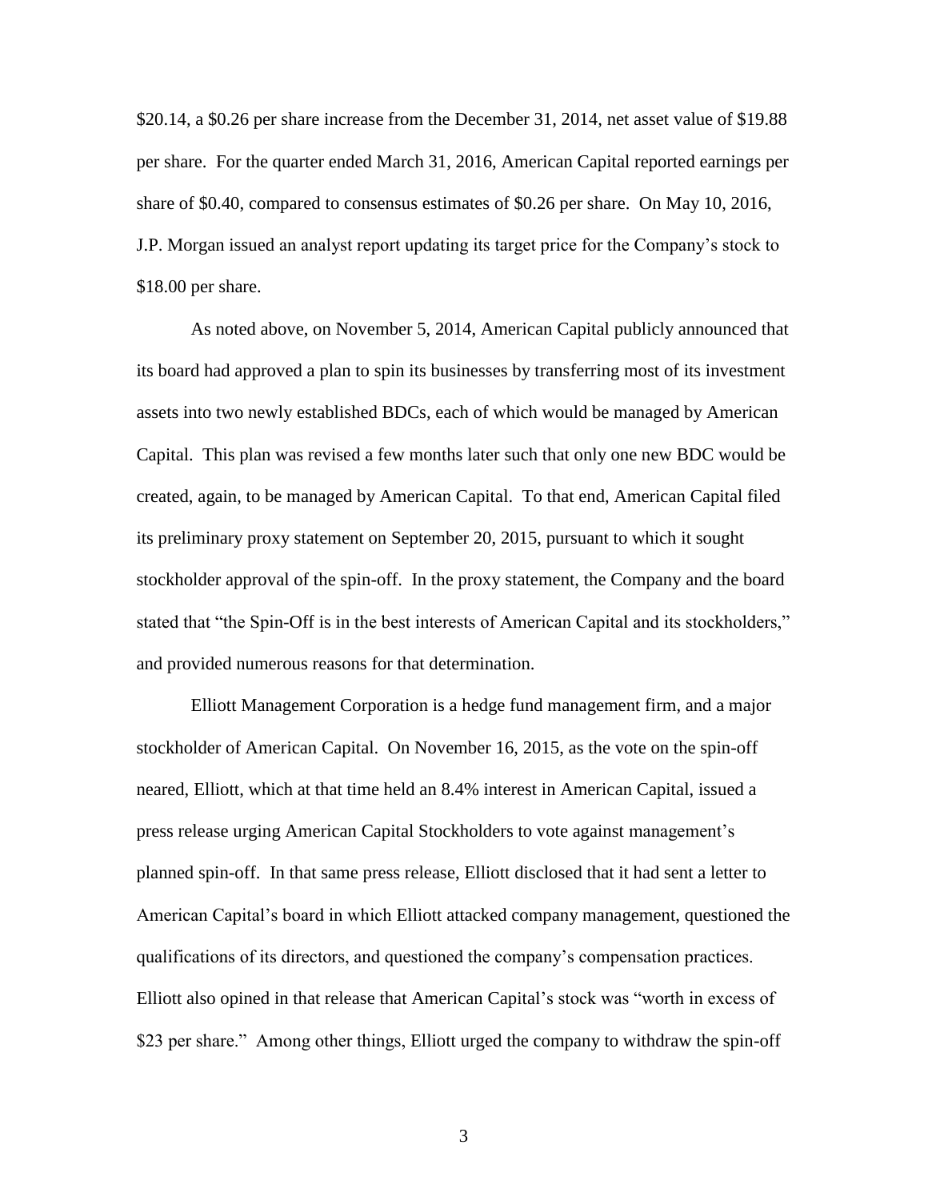$20.14, a $0.26 per share increase from the December 31, 2014, net asset value of $19.88 per share. For the quarter ended March 31, 2016, American Capital reported earnings per share of $0.40, compared to consensus estimates of $0.26 per share. On May 10, 2016, J.P. Morgan issued an analyst report updating its target price for the Company's stock to $18.00 per share.

As noted above, on November 5, 2014, American Capital publicly announced that its board had approved a plan to spin its businesses by transferring most of its investment assets into two newly established BDCs, each of which would be managed by American Capital. This plan was revised a few months later such that only one new BDC would be created, again, to be managed by American Capital. To that end, American Capital filed its preliminary proxy statement on September 20, 2015, pursuant to which it sought stockholder approval of the spin-off. In the proxy statement, the Company and the board stated that "the Spin-Off is in the best interests of American Capital and its stockholders," and provided numerous reasons for that determination.

Elliott Management Corporation is a hedge fund management firm, and a major stockholder of American Capital. On November 16, 2015, as the vote on the spin-off neared, Elliott, which at that time held an 8.4% interest in American Capital, issued a press release urging American Capital Stockholders to vote against management's planned spin-off. In that same press release, Elliott disclosed that it had sent a letter to American Capital's board in which Elliott attacked company management, questioned the qualifications of its directors, and questioned the company's compensation practices. Elliott also opined in that release that American Capital's stock was "worth in excess of $23 per share." Among other things, Elliott urged the company to withdraw the spin-off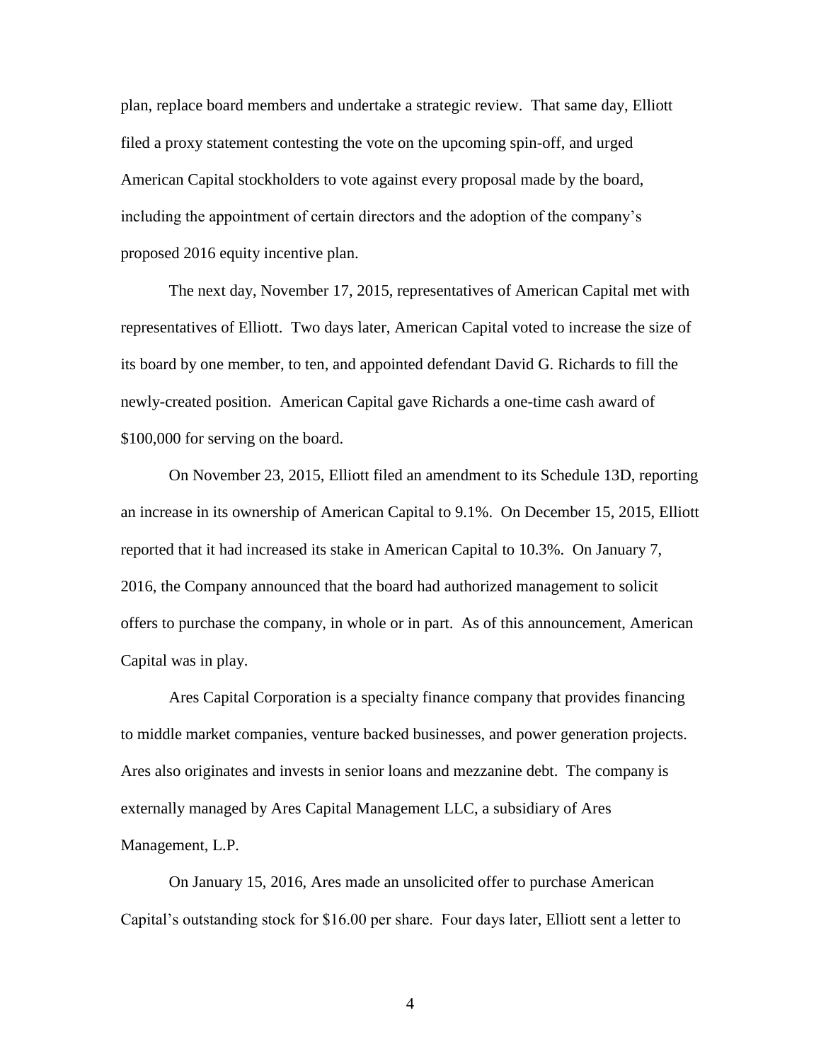plan, replace board members and undertake a strategic review. That same day, Elliott filed a proxy statement contesting the vote on the upcoming spin-off, and urged American Capital stockholders to vote against every proposal made by the board, including the appointment of certain directors and the adoption of the company's proposed 2016 equity incentive plan.

The next day, November 17, 2015, representatives of American Capital met with representatives of Elliott. Two days later, American Capital voted to increase the size of its board by one member, to ten, and appointed defendant David G. Richards to fill the newly-created position. American Capital gave Richards a one-time cash award of $100,000 for serving on the board.

On November 23, 2015, Elliott filed an amendment to its Schedule 13D, reporting an increase in its ownership of American Capital to 9.1%. On December 15, 2015, Elliott reported that it had increased its stake in American Capital to 10.3%. On January 7, 2016, the Company announced that the board had authorized management to solicit offers to purchase the company, in whole or in part. As of this announcement, American Capital was in play.

Ares Capital Corporation is a specialty finance company that provides financing to middle market companies, venture backed businesses, and power generation projects. Ares also originates and invests in senior loans and mezzanine debt. The company is externally managed by Ares Capital Management LLC, a subsidiary of Ares Management, L.P.

On January 15, 2016, Ares made an unsolicited offer to purchase American Capital's outstanding stock for $16.00 per share. Four days later, Elliott sent a letter to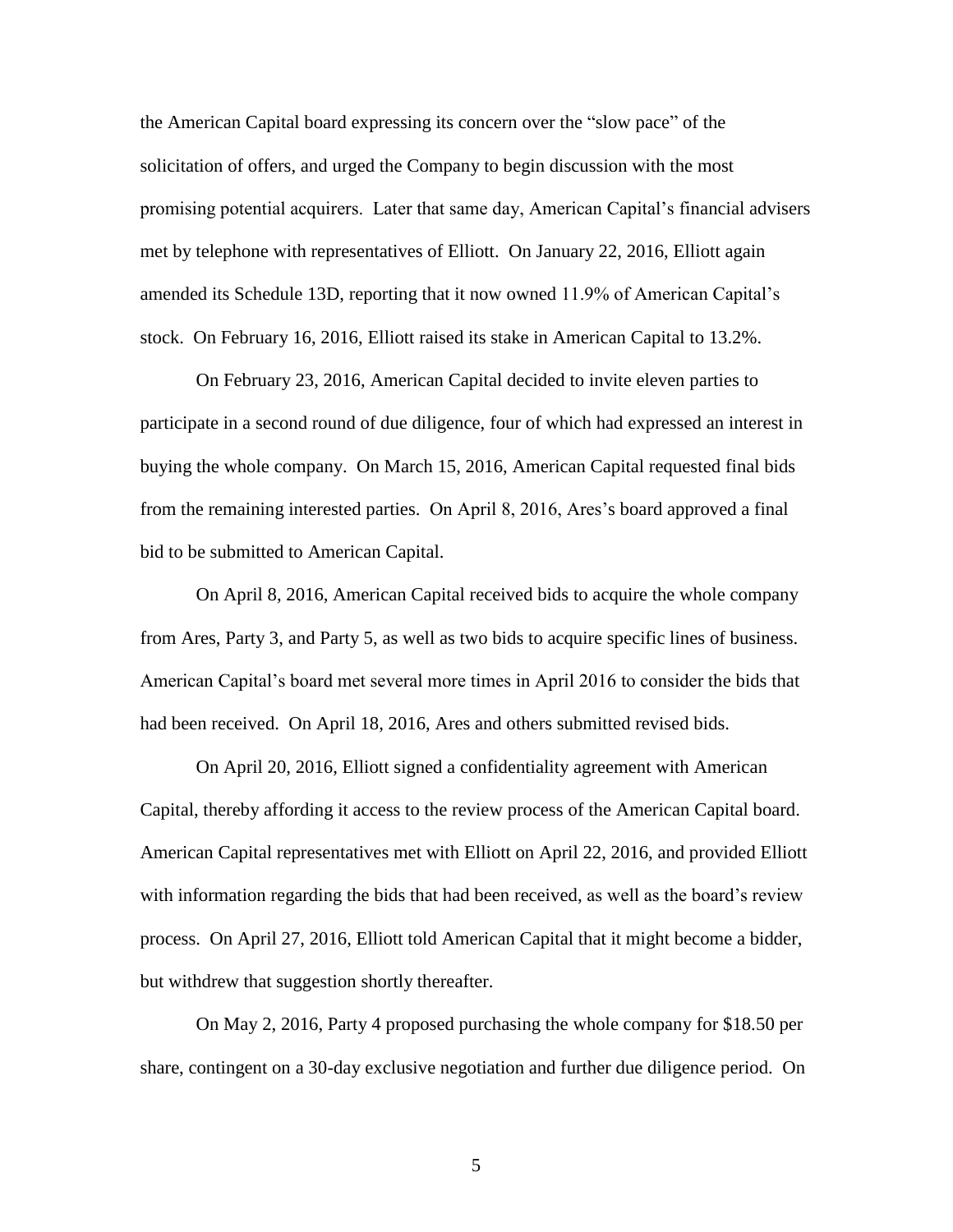the American Capital board expressing its concern over the "slow pace" of the solicitation of offers, and urged the Company to begin discussion with the most promising potential acquirers. Later that same day, American Capital's financial advisers met by telephone with representatives of Elliott. On January 22, 2016, Elliott again amended its Schedule 13D, reporting that it now owned 11.9% of American Capital's stock. On February 16, 2016, Elliott raised its stake in American Capital to 13.2%.

On February 23, 2016, American Capital decided to invite eleven parties to participate in a second round of due diligence, four of which had expressed an interest in buying the whole company. On March 15, 2016, American Capital requested final bids from the remaining interested parties. On April 8, 2016, Ares's board approved a final bid to be submitted to American Capital.

On April 8, 2016, American Capital received bids to acquire the whole company from Ares, Party 3, and Party 5, as well as two bids to acquire specific lines of business. American Capital's board met several more times in April 2016 to consider the bids that had been received. On April 18, 2016, Ares and others submitted revised bids.

On April 20, 2016, Elliott signed a confidentiality agreement with American Capital, thereby affording it access to the review process of the American Capital board. American Capital representatives met with Elliott on April 22, 2016, and provided Elliott with information regarding the bids that had been received, as well as the board's review process. On April 27, 2016, Elliott told American Capital that it might become a bidder, but withdrew that suggestion shortly thereafter.

On May 2, 2016, Party 4 proposed purchasing the whole company for $18.50 per share, contingent on a 30-day exclusive negotiation and further due diligence period. On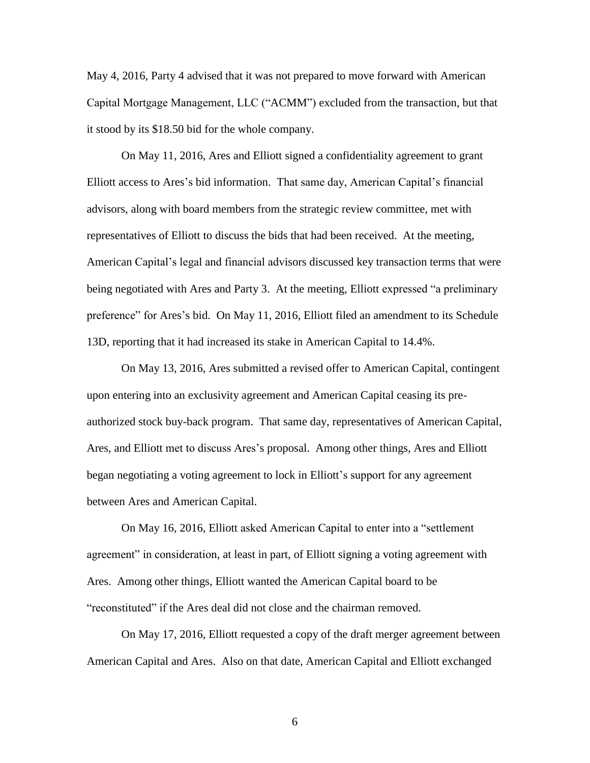May 4, 2016, Party 4 advised that it was not prepared to move forward with American Capital Mortgage Management, LLC ("ACMM") excluded from the transaction, but that it stood by its $18.50 bid for the whole company.

On May 11, 2016, Ares and Elliott signed a confidentiality agreement to grant Elliott access to Ares's bid information. That same day, American Capital's financial advisors, along with board members from the strategic review committee, met with representatives of Elliott to discuss the bids that had been received. At the meeting, American Capital's legal and financial advisors discussed key transaction terms that were being negotiated with Ares and Party 3. At the meeting, Elliott expressed "a preliminary preference" for Ares's bid. On May 11, 2016, Elliott filed an amendment to its Schedule 13D, reporting that it had increased its stake in American Capital to 14.4%.

On May 13, 2016, Ares submitted a revised offer to American Capital, contingent upon entering into an exclusivity agreement and American Capital ceasing its pre-authorized stock buy-back program. That same day, representatives of American Capital, Ares, and Elliott met to discuss Ares's proposal. Among other things, Ares and Elliott began negotiating a voting agreement to lock in Elliott's support for any agreement between Ares and American Capital.

On May 16, 2016, Elliott asked American Capital to enter into a "settlement agreement" in consideration, at least in part, of Elliott signing a voting agreement with Ares. Among other things, Elliott wanted the American Capital board to be "reconstituted" if the Ares deal did not close and the chairman removed.

On May 17, 2016, Elliott requested a copy of the draft merger agreement between American Capital and Ares. Also on that date, American Capital and Elliott exchanged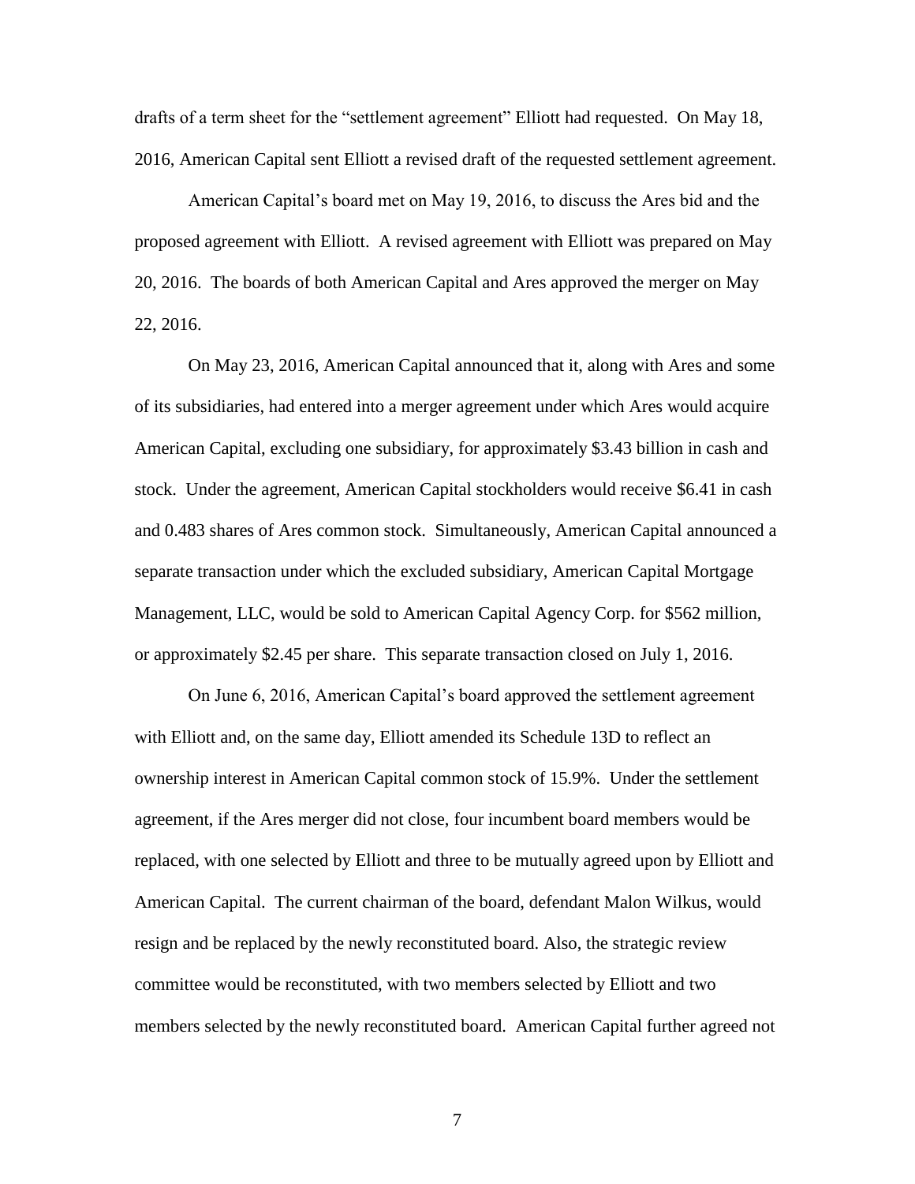drafts of a term sheet for the "settlement agreement" Elliott had requested. On May 18, 2016, American Capital sent Elliott a revised draft of the requested settlement agreement.

American Capital's board met on May 19, 2016, to discuss the Ares bid and the proposed agreement with Elliott. A revised agreement with Elliott was prepared on May 20, 2016. The boards of both American Capital and Ares approved the merger on May 22, 2016.

On May 23, 2016, American Capital announced that it, along with Ares and some of its subsidiaries, had entered into a merger agreement under which Ares would acquire American Capital, excluding one subsidiary, for approximately $3.43 billion in cash and stock. Under the agreement, American Capital stockholders would receive $6.41 in cash and 0.483 shares of Ares common stock. Simultaneously, American Capital announced a separate transaction under which the excluded subsidiary, American Capital Mortgage Management, LLC, would be sold to American Capital Agency Corp. for $562 million, or approximately $2.45 per share. This separate transaction closed on July 1, 2016.

On June 6, 2016, American Capital's board approved the settlement agreement with Elliott and, on the same day, Elliott amended its Schedule 13D to reflect an ownership interest in American Capital common stock of 15.9%. Under the settlement agreement, if the Ares merger did not close, four incumbent board members would be replaced, with one selected by Elliott and three to be mutually agreed upon by Elliott and American Capital. The current chairman of the board, defendant Malon Wilkus, would resign and be replaced by the newly reconstituted board. Also, the strategic review committee would be reconstituted, with two members selected by Elliott and two members selected by the newly reconstituted board. American Capital further agreed not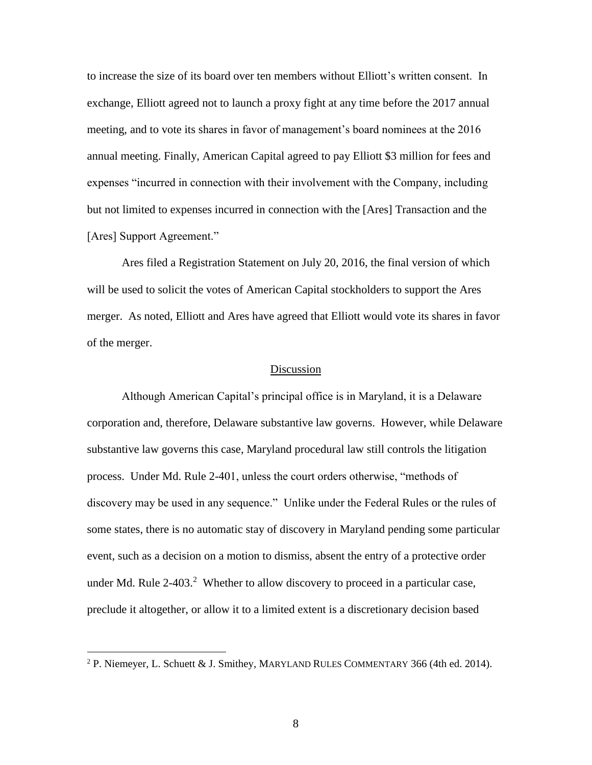to increase the size of its board over ten members without Elliott's written consent. In exchange, Elliott agreed not to launch a proxy fight at any time before the 2017 annual meeting, and to vote its shares in favor of management's board nominees at the 2016 annual meeting. Finally, American Capital agreed to pay Elliott $3 million for fees and expenses "incurred in connection with their involvement with the Company, including but not limited to expenses incurred in connection with the [Ares] Transaction and the [Ares] Support Agreement."

Ares filed a Registration Statement on July 20, 2016, the final version of which will be used to solicit the votes of American Capital stockholders to support the Ares merger. As noted, Elliott and Ares have agreed that Elliott would vote its shares in favor of the merger.

## Discussion

Although American Capital's principal office is in Maryland, it is a Delaware corporation and, therefore, Delaware substantive law governs. However, while Delaware substantive law governs this case, Maryland procedural law still controls the litigation process. Under Md. Rule 2-401, unless the court orders otherwise, "methods of discovery may be used in any sequence." Unlike under the Federal Rules or the rules of some states, there is no automatic stay of discovery in Maryland pending some particular event, such as a decision on a motion to dismiss, absent the entry of a protective order under Md. Rule 2-403.[2] Whether to allow discovery to proceed in a particular case, preclude it altogether, or allow it to a limited extent is a discretionary decision based

[2] P. Niemeyer, L. Schuett & J. Smithey, MARYLAND RULES COMMENTARY 366 (4th ed. 2014).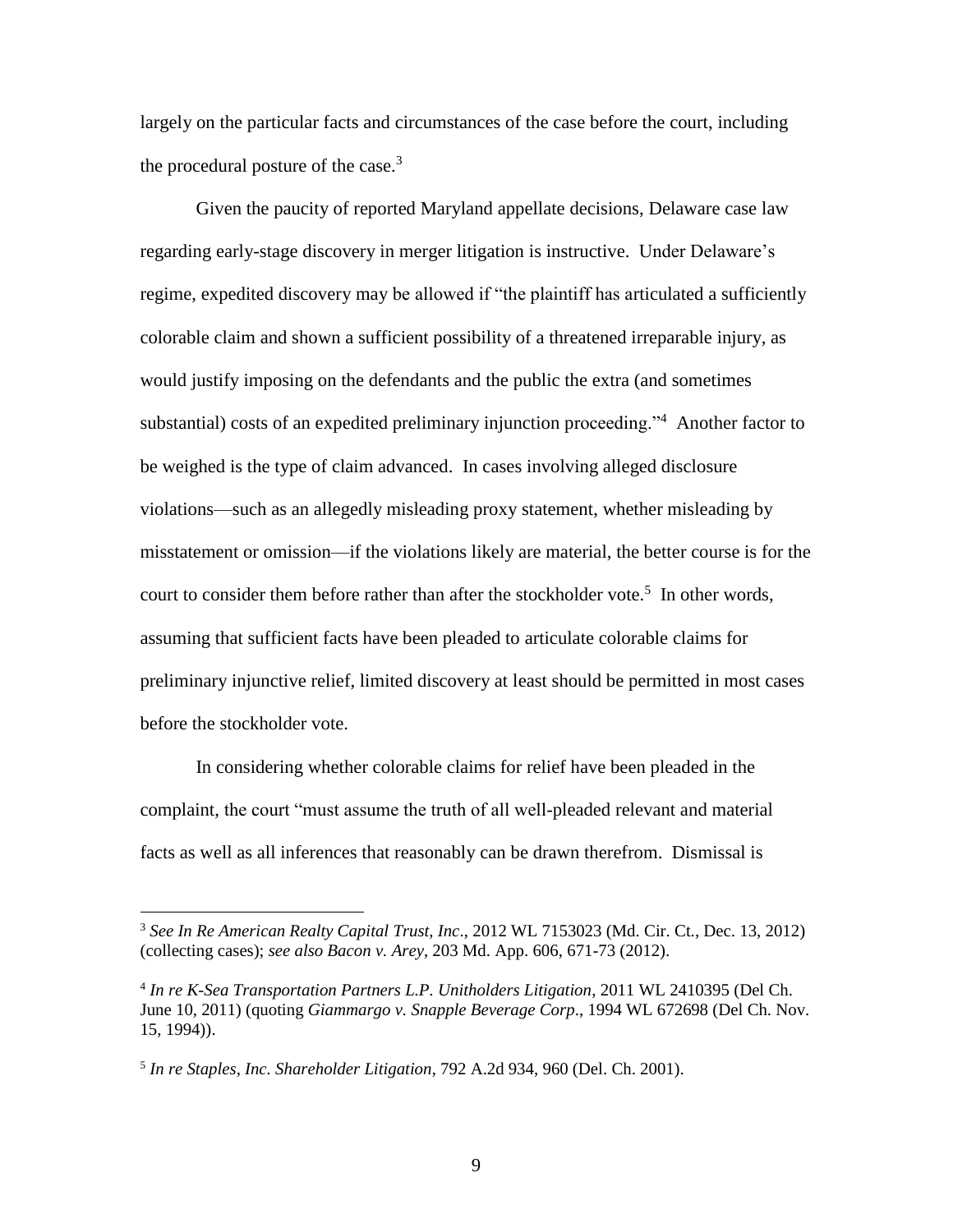largely on the particular facts and circumstances of the case before the court, including the procedural posture of the case.[3]

Given the paucity of reported Maryland appellate decisions, Delaware case law regarding early-stage discovery in merger litigation is instructive. Under Delaware's regime, expedited discovery may be allowed if "the plaintiff has articulated a sufficiently colorable claim and shown a sufficient possibility of a threatened irreparable injury, as would justify imposing on the defendants and the public the extra (and sometimes substantial) costs of an expedited preliminary injunction proceeding."[4] Another factor to be weighed is the type of claim advanced. In cases involving alleged disclosure violations—such as an allegedly misleading proxy statement, whether misleading by misstatement or omission—if the violations likely are material, the better course is for the court to consider them before rather than after the stockholder vote.[5] In other words, assuming that sufficient facts have been pleaded to articulate colorable claims for preliminary injunctive relief, limited discovery at least should be permitted in most cases before the stockholder vote.

In considering whether colorable claims for relief have been pleaded in the complaint, the court "must assume the truth of all well-pleaded relevant and material facts as well as all inferences that reasonably can be drawn therefrom. Dismissal is

---

[3] *See In Re American Realty Capital Trust, Inc*., 2012 WL 7153023 (Md. Cir. Ct., Dec. 13, 2012) (collecting cases); *see also Bacon v. Arey*, 203 Md. App. 606, 671-73 (2012).

[4] *In re K-Sea Transportation Partners L.P. Unitholders Litigation*, 2011 WL 2410395 (Del Ch. June 10, 2011) (quoting *Giammargo v. Snapple Beverage Corp*., 1994 WL 672698 (Del Ch. Nov. 15, 1994)).

[5] *In re Staples, Inc. Shareholder Litigation*, 792 A.2d 934, 960 (Del. Ch. 2001).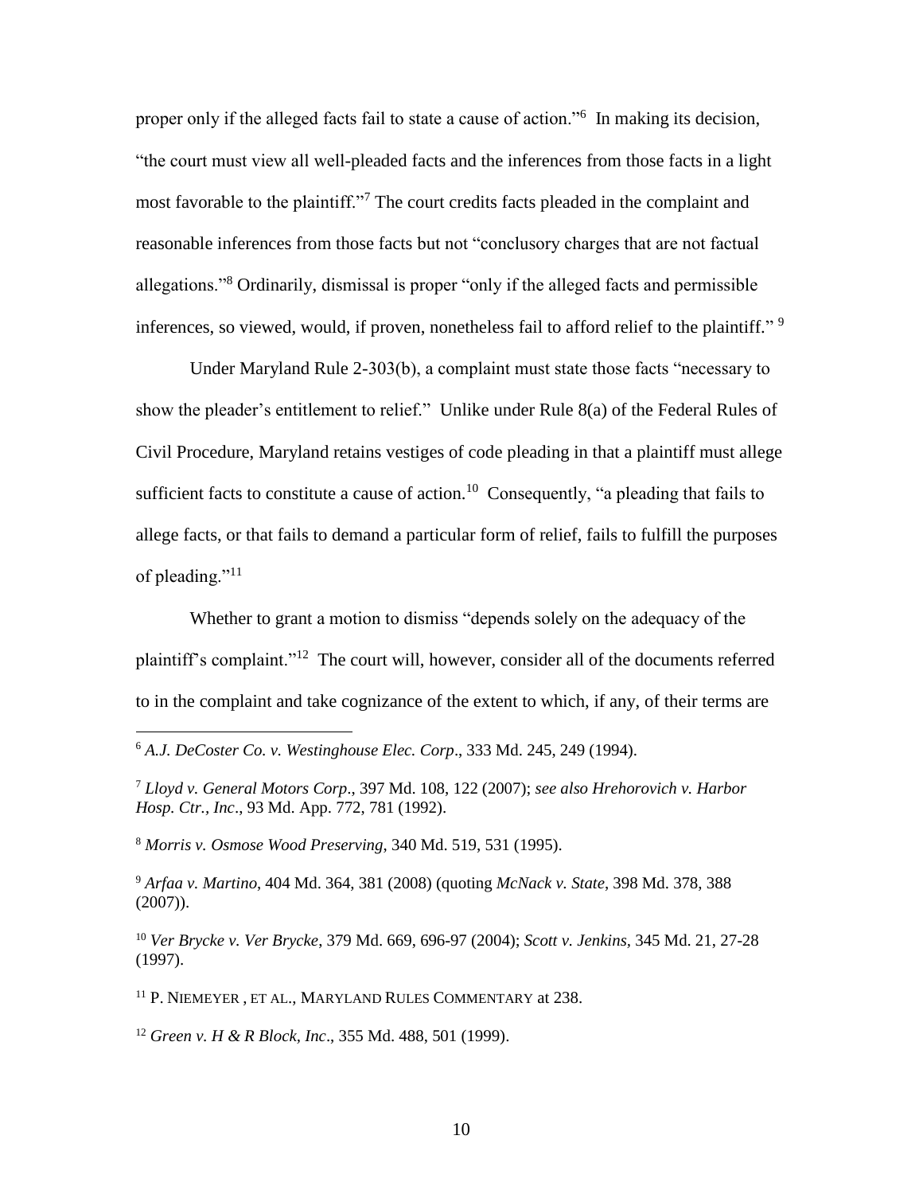proper only if the alleged facts fail to state a cause of action."[6] In making its decision, "the court must view all well-pleaded facts and the inferences from those facts in a light most favorable to the plaintiff."[7] The court credits facts pleaded in the complaint and reasonable inferences from those facts but not "conclusory charges that are not factual allegations."[8] Ordinarily, dismissal is proper "only if the alleged facts and permissible inferences, so viewed, would, if proven, nonetheless fail to afford relief to the plaintiff." [9]

Under Maryland Rule 2-303(b), a complaint must state those facts "necessary to show the pleader's entitlement to relief." Unlike under Rule 8(a) of the Federal Rules of Civil Procedure, Maryland retains vestiges of code pleading in that a plaintiff must allege sufficient facts to constitute a cause of action.[10] Consequently, "a pleading that fails to allege facts, or that fails to demand a particular form of relief, fails to fulfill the purposes of pleading."[11]

Whether to grant a motion to dismiss "depends solely on the adequacy of the plaintiff's complaint."[12] The court will, however, consider all of the documents referred to in the complaint and take cognizance of the extent to which, if any, of their terms are

---

[6] *A.J. DeCoster Co. v. Westinghouse Elec. Corp*., 333 Md. 245, 249 (1994).

[7] *Lloyd v. General Motors Corp*., 397 Md. 108, 122 (2007); *see also Hrehorovich v. Harbor Hosp. Ctr., Inc*., 93 Md. App. 772, 781 (1992).

[8] *Morris v. Osmose Wood Preserving*, 340 Md. 519, 531 (1995).

[9] *Arfaa v. Martino*, 404 Md. 364, 381 (2008) (quoting *McNack v. State*, 398 Md. 378, 388 (2007)).

[10] *Ver Brycke v. Ver Brycke*, 379 Md. 669, 696-97 (2004); *Scott v. Jenkins*, 345 Md. 21, 27-28 (1997).

[11] P. NIEMEYER , ET AL., MARYLAND RULES COMMENTARY at 238.

[12] *Green v. H & R Block, Inc*., 355 Md. 488, 501 (1999).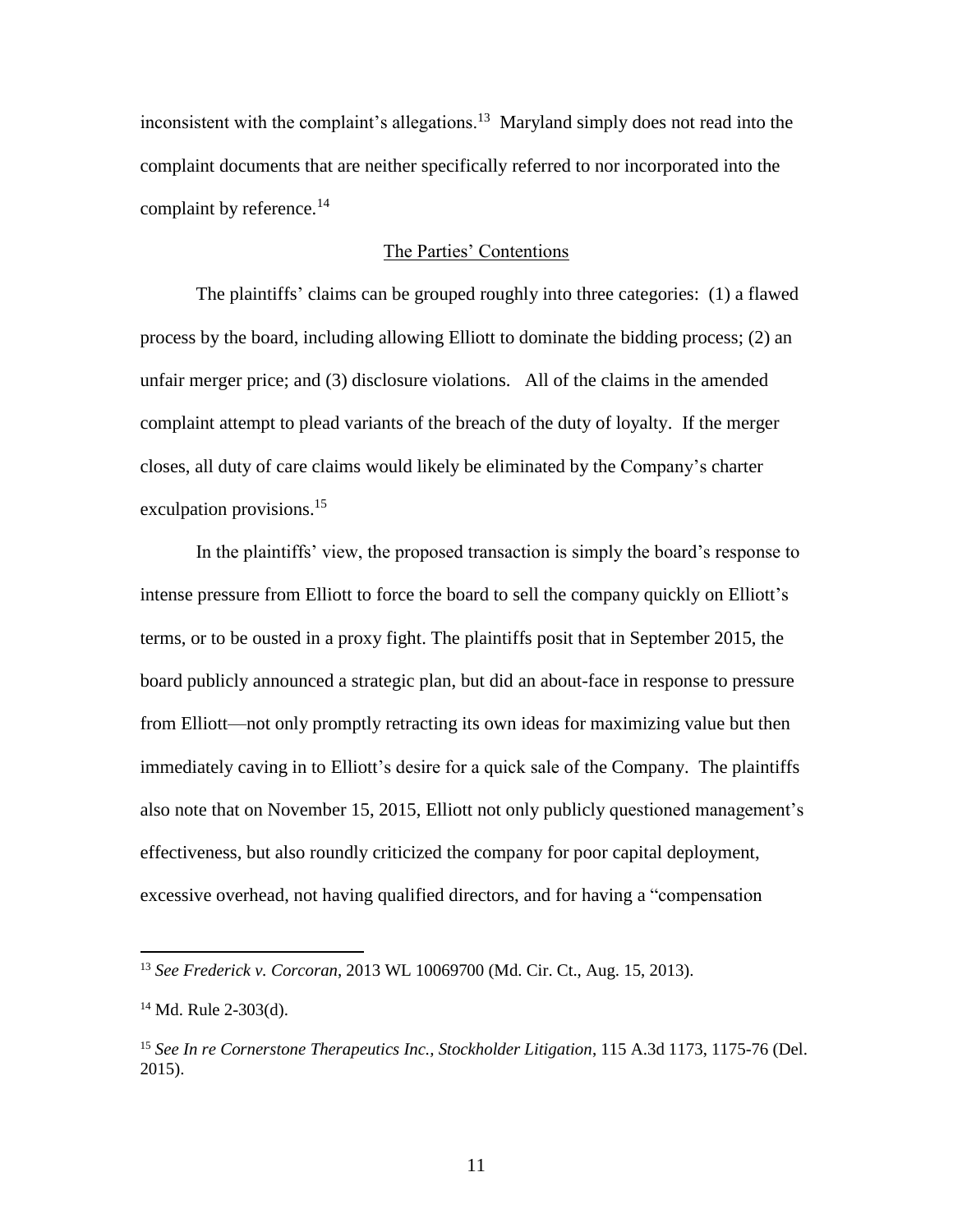inconsistent with the complaint's allegations.[13] Maryland simply does not read into the complaint documents that are neither specifically referred to nor incorporated into the complaint by reference.[14]

## The Parties' Contentions

The plaintiffs' claims can be grouped roughly into three categories: (1) a flawed process by the board, including allowing Elliott to dominate the bidding process; (2) an unfair merger price; and (3) disclosure violations. All of the claims in the amended complaint attempt to plead variants of the breach of the duty of loyalty. If the merger closes, all duty of care claims would likely be eliminated by the Company's charter exculpation provisions.[15]

In the plaintiffs' view, the proposed transaction is simply the board's response to intense pressure from Elliott to force the board to sell the company quickly on Elliott's terms, or to be ousted in a proxy fight. The plaintiffs posit that in September 2015, the board publicly announced a strategic plan, but did an about-face in response to pressure from Elliott—not only promptly retracting its own ideas for maximizing value but then immediately caving in to Elliott's desire for a quick sale of the Company. The plaintiffs also note that on November 15, 2015, Elliott not only publicly questioned management's effectiveness, but also roundly criticized the company for poor capital deployment, excessive overhead, not having qualified directors, and for having a "compensation

---

[13] *See Frederick v. Corcoran*, 2013 WL 10069700 (Md. Cir. Ct., Aug. 15, 2013).

[14] Md. Rule 2-303(d).

[15] *See In re Cornerstone Therapeutics Inc., Stockholder Litigation*, 115 A.3d 1173, 1175-76 (Del. 2015).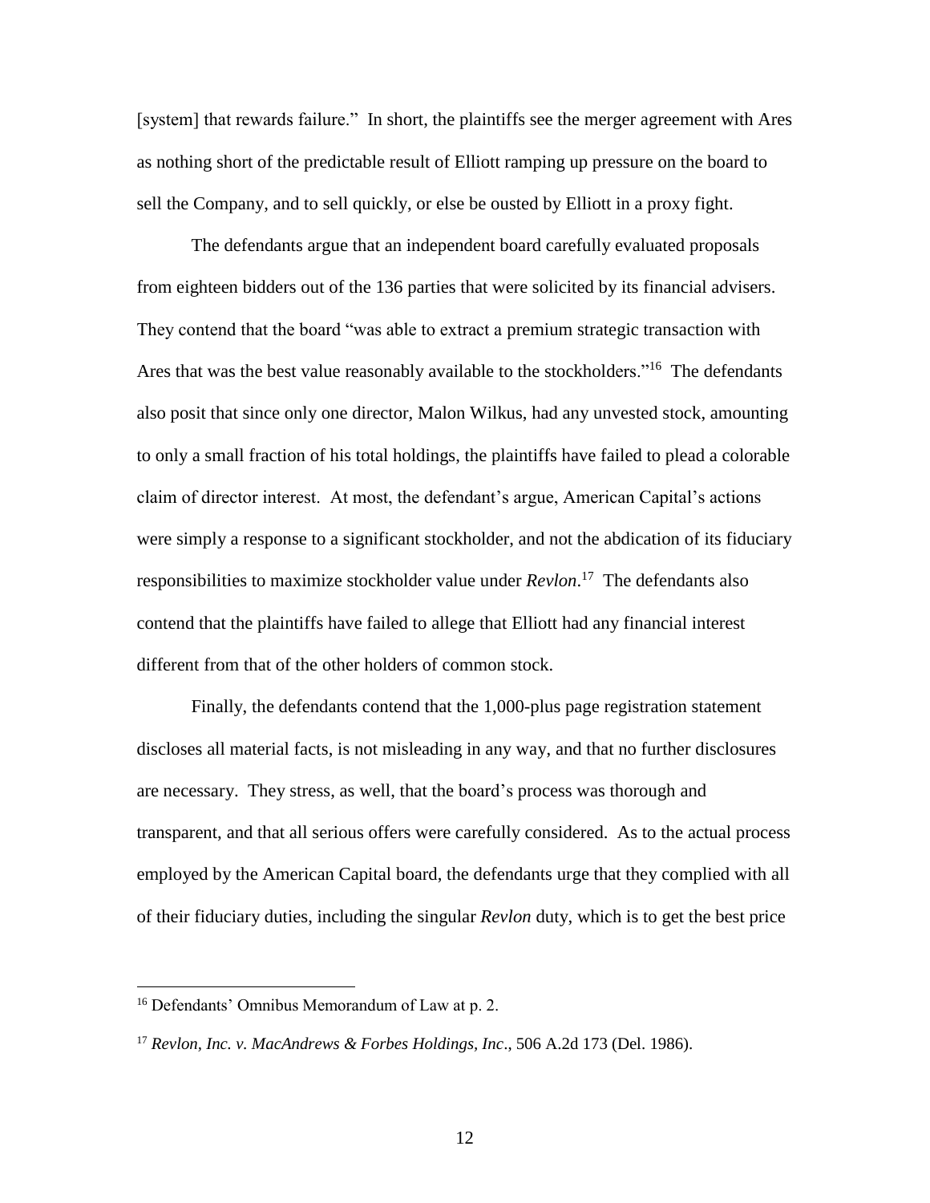[system] that rewards failure." In short, the plaintiffs see the merger agreement with Ares as nothing short of the predictable result of Elliott ramping up pressure on the board to sell the Company, and to sell quickly, or else be ousted by Elliott in a proxy fight.

The defendants argue that an independent board carefully evaluated proposals from eighteen bidders out of the 136 parties that were solicited by its financial advisers. They contend that the board "was able to extract a premium strategic transaction with Ares that was the best value reasonably available to the stockholders."[16] The defendants also posit that since only one director, Malon Wilkus, had any unvested stock, amounting to only a small fraction of his total holdings, the plaintiffs have failed to plead a colorable claim of director interest. At most, the defendant's argue, American Capital's actions were simply a response to a significant stockholder, and not the abdication of its fiduciary responsibilities to maximize stockholder value under *Revlon*.[17] The defendants also contend that the plaintiffs have failed to allege that Elliott had any financial interest different from that of the other holders of common stock.

Finally, the defendants contend that the 1,000-plus page registration statement discloses all material facts, is not misleading in any way, and that no further disclosures are necessary. They stress, as well, that the board's process was thorough and transparent, and that all serious offers were carefully considered. As to the actual process employed by the American Capital board, the defendants urge that they complied with all of their fiduciary duties, including the singular *Revlon* duty, which is to get the best price

---

[16] Defendants' Omnibus Memorandum of Law at p. 2.

[17] *Revlon, Inc. v. MacAndrews & Forbes Holdings, Inc*., 506 A.2d 173 (Del. 1986).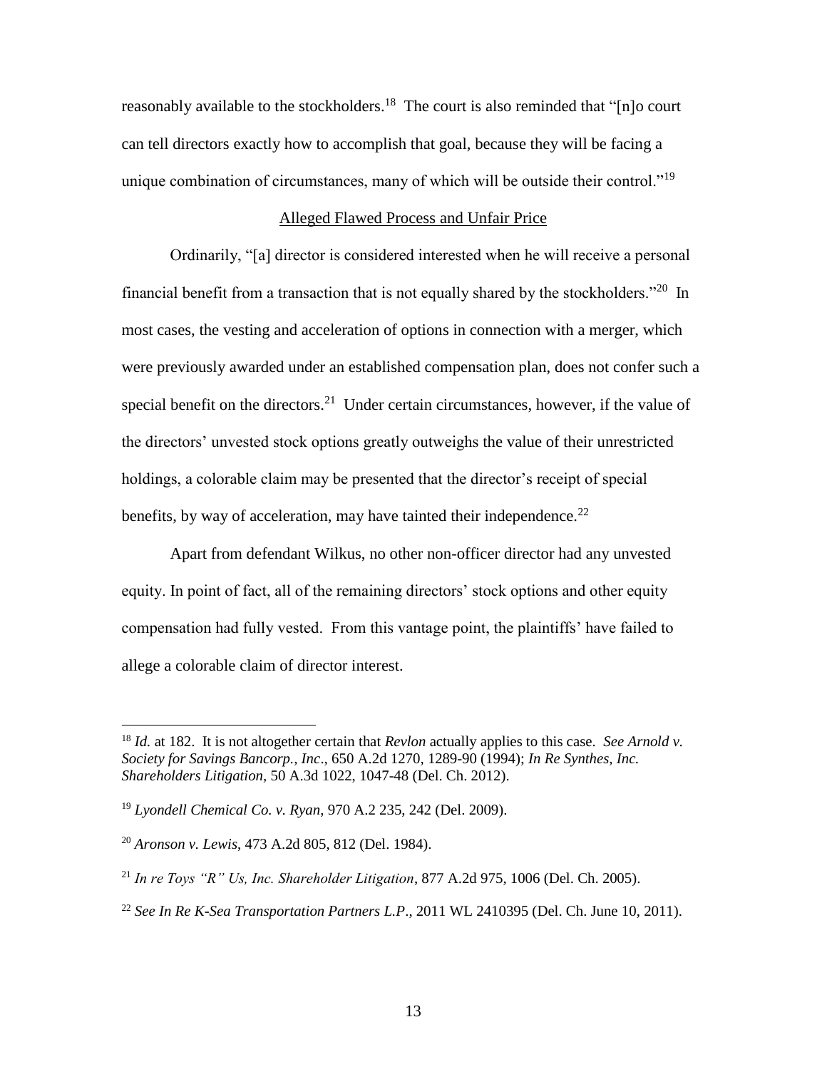reasonably available to the stockholders.[18] The court is also reminded that "[n]o court can tell directors exactly how to accomplish that goal, because they will be facing a unique combination of circumstances, many of which will be outside their control."[19]

Alleged Flawed Process and Unfair Price

Ordinarily, "[a] director is considered interested when he will receive a personal financial benefit from a transaction that is not equally shared by the stockholders."[20] In most cases, the vesting and acceleration of options in connection with a merger, which were previously awarded under an established compensation plan, does not confer such a special benefit on the directors.[21] Under certain circumstances, however, if the value of the directors' unvested stock options greatly outweighs the value of their unrestricted holdings, a colorable claim may be presented that the director's receipt of special benefits, by way of acceleration, may have tainted their independence.[22]

Apart from defendant Wilkus, no other non-officer director had any unvested equity. In point of fact, all of the remaining directors' stock options and other equity compensation had fully vested. From this vantage point, the plaintiffs' have failed to allege a colorable claim of director interest.

---

[18] *Id.* at 182. It is not altogether certain that *Revlon* actually applies to this case. *See Arnold v. Society for Savings Bancorp., Inc*., 650 A.2d 1270, 1289-90 (1994); *In Re Synthes, Inc. Shareholders Litigation,* 50 A.3d 1022, 1047-48 (Del. Ch. 2012).

[19] *Lyondell Chemical Co. v. Ryan*, 970 A.2 235, 242 (Del. 2009).

[20] *Aronson v. Lewis*, 473 A.2d 805, 812 (Del. 1984).

[21] *In re Toys "R" Us, Inc. Shareholder Litigation*, 877 A.2d 975, 1006 (Del. Ch. 2005).

[22] *See In Re K-Sea Transportation Partners L.P*., 2011 WL 2410395 (Del. Ch. June 10, 2011).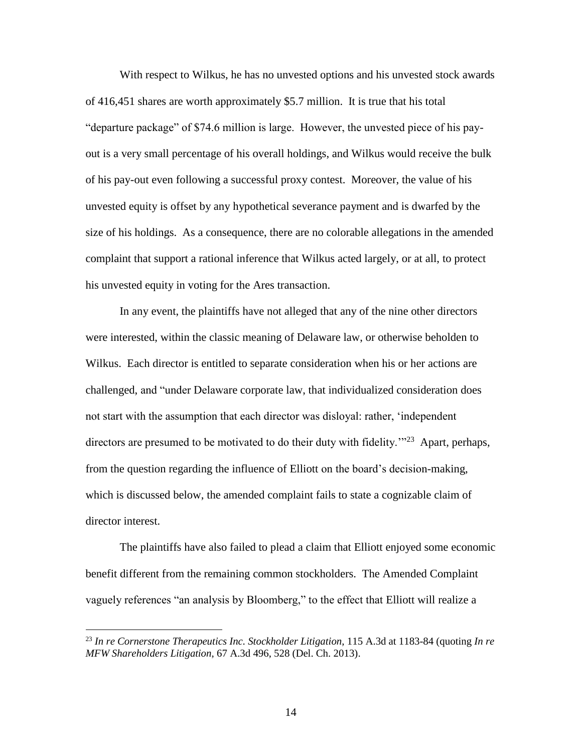With respect to Wilkus, he has no unvested options and his unvested stock awards of 416,451 shares are worth approximately $5.7 million. It is true that his total "departure package" of $74.6 million is large. However, the unvested piece of his pay-out is a very small percentage of his overall holdings, and Wilkus would receive the bulk of his pay-out even following a successful proxy contest. Moreover, the value of his unvested equity is offset by any hypothetical severance payment and is dwarfed by the size of his holdings. As a consequence, there are no colorable allegations in the amended complaint that support a rational inference that Wilkus acted largely, or at all, to protect his unvested equity in voting for the Ares transaction.

In any event, the plaintiffs have not alleged that any of the nine other directors were interested, within the classic meaning of Delaware law, or otherwise beholden to Wilkus. Each director is entitled to separate consideration when his or her actions are challenged, and "under Delaware corporate law, that individualized consideration does not start with the assumption that each director was disloyal: rather, 'independent directors are presumed to be motivated to do their duty with fidelity.'"[23] Apart, perhaps, from the question regarding the influence of Elliott on the board's decision-making, which is discussed below, the amended complaint fails to state a cognizable claim of director interest.

The plaintiffs have also failed to plead a claim that Elliott enjoyed some economic benefit different from the remaining common stockholders. The Amended Complaint vaguely references "an analysis by Bloomberg," to the effect that Elliott will realize a

[23] *In re Cornerstone Therapeutics Inc. Stockholder Litigation*, 115 A.3d at 1183-84 (quoting *In re MFW Shareholders Litigation*, 67 A.3d 496, 528 (Del. Ch. 2013).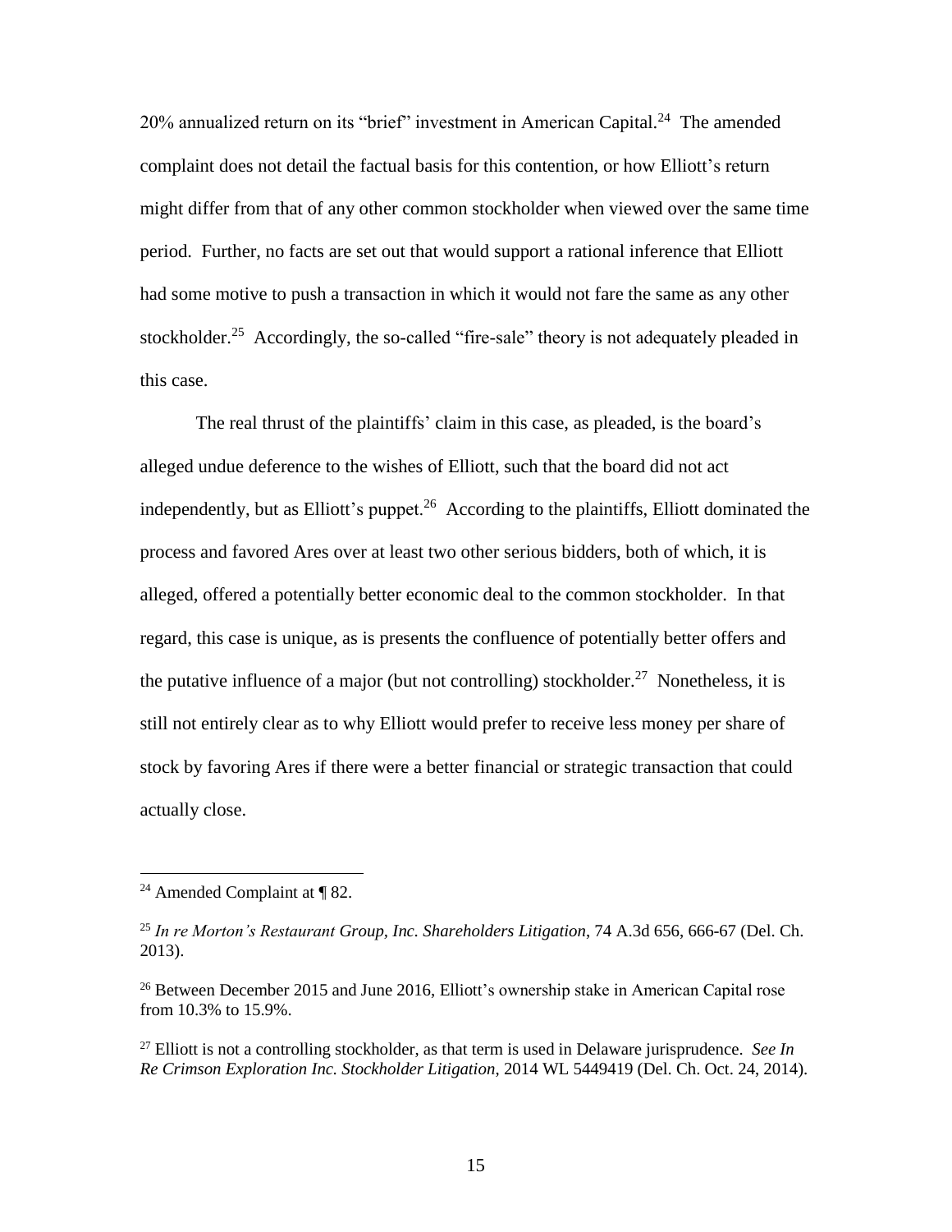20% annualized return on its "brief" investment in American Capital.[24] The amended complaint does not detail the factual basis for this contention, or how Elliott's return might differ from that of any other common stockholder when viewed over the same time period. Further, no facts are set out that would support a rational inference that Elliott had some motive to push a transaction in which it would not fare the same as any other stockholder.[25] Accordingly, the so-called "fire-sale" theory is not adequately pleaded in this case.

The real thrust of the plaintiffs' claim in this case, as pleaded, is the board's alleged undue deference to the wishes of Elliott, such that the board did not act independently, but as Elliott's puppet.[26] According to the plaintiffs, Elliott dominated the process and favored Ares over at least two other serious bidders, both of which, it is alleged, offered a potentially better economic deal to the common stockholder. In that regard, this case is unique, as is presents the confluence of potentially better offers and the putative influence of a major (but not controlling) stockholder.[27] Nonetheless, it is still not entirely clear as to why Elliott would prefer to receive less money per share of stock by favoring Ares if there were a better financial or strategic transaction that could actually close.

---

[24] Amended Complaint at ¶ 82.

[25] *In re Morton's Restaurant Group, Inc. Shareholders Litigation*, 74 A.3d 656, 666-67 (Del. Ch. 2013).

[26] Between December 2015 and June 2016, Elliott's ownership stake in American Capital rose from 10.3% to 15.9%.

[27] Elliott is not a controlling stockholder, as that term is used in Delaware jurisprudence. *See In Re Crimson Exploration Inc. Stockholder Litigation*, 2014 WL 5449419 (Del. Ch. Oct. 24, 2014).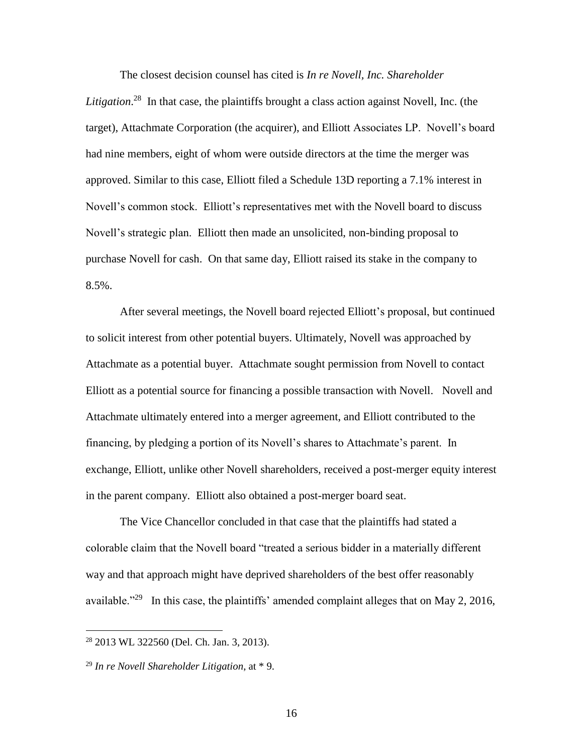The closest decision counsel has cited is *In re Novell, Inc. Shareholder Litigation*.[28] In that case, the plaintiffs brought a class action against Novell, Inc. (the target), Attachmate Corporation (the acquirer), and Elliott Associates LP. Novell's board had nine members, eight of whom were outside directors at the time the merger was approved. Similar to this case, Elliott filed a Schedule 13D reporting a 7.1% interest in Novell's common stock. Elliott's representatives met with the Novell board to discuss Novell's strategic plan. Elliott then made an unsolicited, non-binding proposal to purchase Novell for cash. On that same day, Elliott raised its stake in the company to 8.5%.

After several meetings, the Novell board rejected Elliott's proposal, but continued to solicit interest from other potential buyers. Ultimately, Novell was approached by Attachmate as a potential buyer. Attachmate sought permission from Novell to contact Elliott as a potential source for financing a possible transaction with Novell. Novell and Attachmate ultimately entered into a merger agreement, and Elliott contributed to the financing, by pledging a portion of its Novell's shares to Attachmate's parent. In exchange, Elliott, unlike other Novell shareholders, received a post-merger equity interest in the parent company. Elliott also obtained a post-merger board seat.

The Vice Chancellor concluded in that case that the plaintiffs had stated a colorable claim that the Novell board "treated a serious bidder in a materially different way and that approach might have deprived shareholders of the best offer reasonably available."[29] In this case, the plaintiffs' amended complaint alleges that on May 2, 2016,

---

[28] 2013 WL 322560 (Del. Ch. Jan. 3, 2013).

[29] *In re Novell Shareholder Litigation*, at * 9.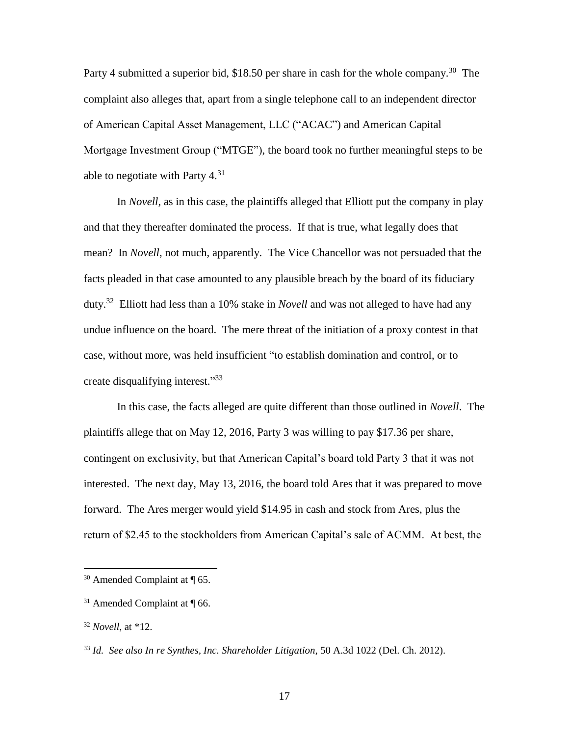Party 4 submitted a superior bid, $18.50 per share in cash for the whole company.[30] The complaint also alleges that, apart from a single telephone call to an independent director of American Capital Asset Management, LLC ("ACAC") and American Capital Mortgage Investment Group ("MTGE"), the board took no further meaningful steps to be able to negotiate with Party 4.[31]

In *Novell*, as in this case, the plaintiffs alleged that Elliott put the company in play and that they thereafter dominated the process. If that is true, what legally does that mean? In *Novell*, not much, apparently. The Vice Chancellor was not persuaded that the facts pleaded in that case amounted to any plausible breach by the board of its fiduciary duty.[32] Elliott had less than a 10% stake in *Novell* and was not alleged to have had any undue influence on the board. The mere threat of the initiation of a proxy contest in that case, without more, was held insufficient "to establish domination and control, or to create disqualifying interest."[33]

In this case, the facts alleged are quite different than those outlined in *Novell*. The plaintiffs allege that on May 12, 2016, Party 3 was willing to pay $17.36 per share, contingent on exclusivity, but that American Capital's board told Party 3 that it was not interested. The next day, May 13, 2016, the board told Ares that it was prepared to move forward. The Ares merger would yield $14.95 in cash and stock from Ares, plus the return of $2.45 to the stockholders from American Capital's sale of ACMM. At best, the

---

[30] Amended Complaint at ¶ 65.

[31] Amended Complaint at ¶ 66.

[32] *Novell*, at *12.

[33] *Id. See also In re Synthes, Inc. Shareholder Litigation*, 50 A.3d 1022 (Del. Ch. 2012).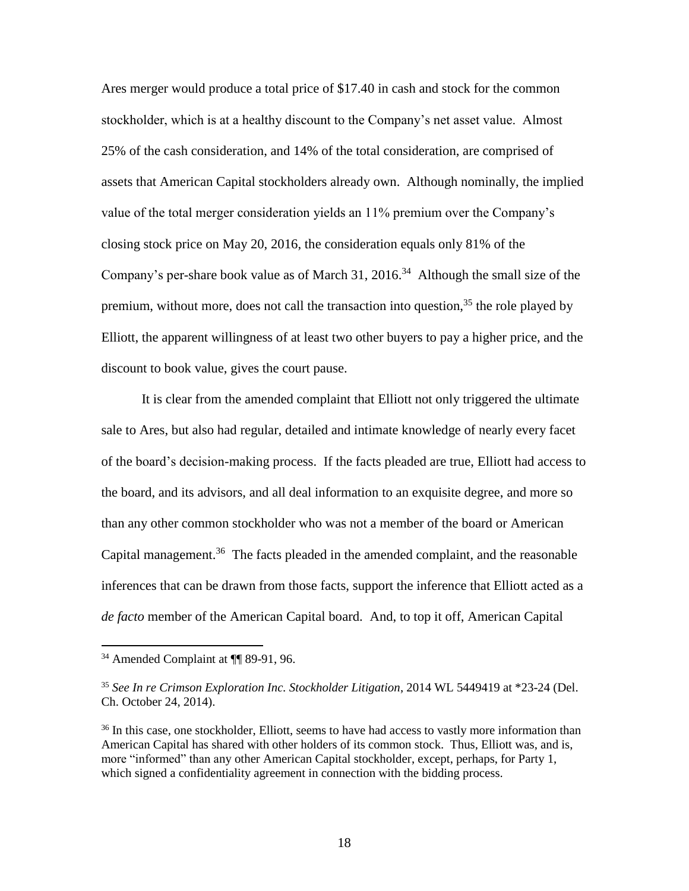Ares merger would produce a total price of $17.40 in cash and stock for the common stockholder, which is at a healthy discount to the Company's net asset value. Almost 25% of the cash consideration, and 14% of the total consideration, are comprised of assets that American Capital stockholders already own. Although nominally, the implied value of the total merger consideration yields an 11% premium over the Company's closing stock price on May 20, 2016, the consideration equals only 81% of the Company's per-share book value as of March 31, 2016.[34] Although the small size of the premium, without more, does not call the transaction into question,[35] the role played by Elliott, the apparent willingness of at least two other buyers to pay a higher price, and the discount to book value, gives the court pause.

It is clear from the amended complaint that Elliott not only triggered the ultimate sale to Ares, but also had regular, detailed and intimate knowledge of nearly every facet of the board's decision-making process. If the facts pleaded are true, Elliott had access to the board, and its advisors, and all deal information to an exquisite degree, and more so than any other common stockholder who was not a member of the board or American Capital management.[36] The facts pleaded in the amended complaint, and the reasonable inferences that can be drawn from those facts, support the inference that Elliott acted as a *de facto* member of the American Capital board. And, to top it off, American Capital

---

[34] Amended Complaint at ¶¶ 89-91, 96.

[35] *See In re Crimson Exploration Inc. Stockholder Litigation*, 2014 WL 5449419 at *23-24 (Del. Ch. October 24, 2014).

[36] In this case, one stockholder, Elliott, seems to have had access to vastly more information than American Capital has shared with other holders of its common stock. Thus, Elliott was, and is, more "informed" than any other American Capital stockholder, except, perhaps, for Party 1, which signed a confidentiality agreement in connection with the bidding process.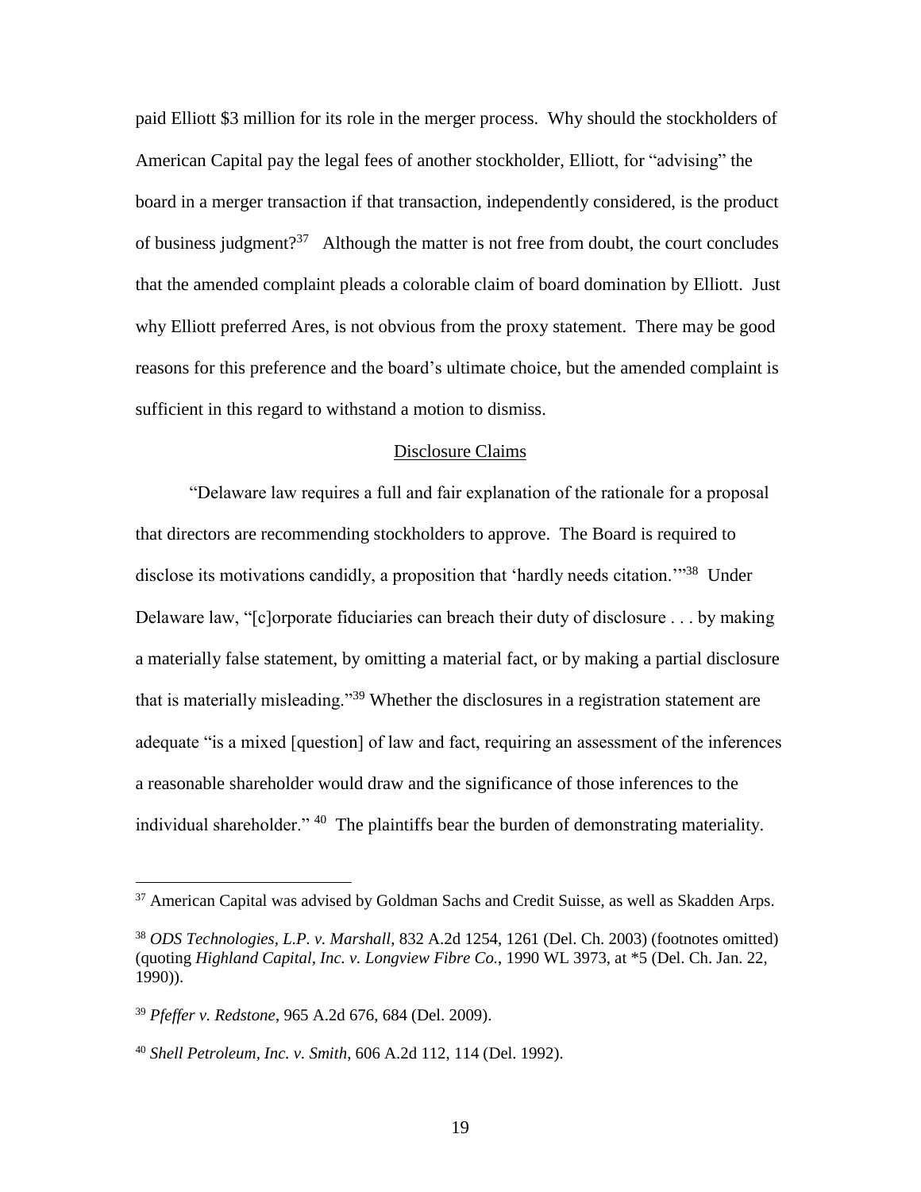paid Elliott $3 million for its role in the merger process. Why should the stockholders of American Capital pay the legal fees of another stockholder, Elliott, for "advising" the board in a merger transaction if that transaction, independently considered, is the product of business judgment?[37] Although the matter is not free from doubt, the court concludes that the amended complaint pleads a colorable claim of board domination by Elliott. Just why Elliott preferred Ares, is not obvious from the proxy statement. There may be good reasons for this preference and the board's ultimate choice, but the amended complaint is sufficient in this regard to withstand a motion to dismiss.

## Disclosure Claims

"Delaware law requires a full and fair explanation of the rationale for a proposal that directors are recommending stockholders to approve. The Board is required to disclose its motivations candidly, a proposition that 'hardly needs citation.'"[38] Under Delaware law, "[c]orporate fiduciaries can breach their duty of disclosure . . . by making a materially false statement, by omitting a material fact, or by making a partial disclosure that is materially misleading."[39] Whether the disclosures in a registration statement are adequate "is a mixed [question] of law and fact, requiring an assessment of the inferences a reasonable shareholder would draw and the significance of those inferences to the individual shareholder."[40] The plaintiffs bear the burden of demonstrating materiality.

---

[37] American Capital was advised by Goldman Sachs and Credit Suisse, as well as Skadden Arps.

[38] *ODS Technologies, L.P. v. Marshall*, 832 A.2d 1254, 1261 (Del. Ch. 2003) (footnotes omitted) (quoting *Highland Capital, Inc. v. Longview Fibre Co.*, 1990 WL 3973, at *5 (Del. Ch. Jan. 22, 1990)).

[39] *Pfeffer v. Redstone*, 965 A.2d 676, 684 (Del. 2009).

[40] *Shell Petroleum, Inc. v. Smith*, 606 A.2d 112, 114 (Del. 1992).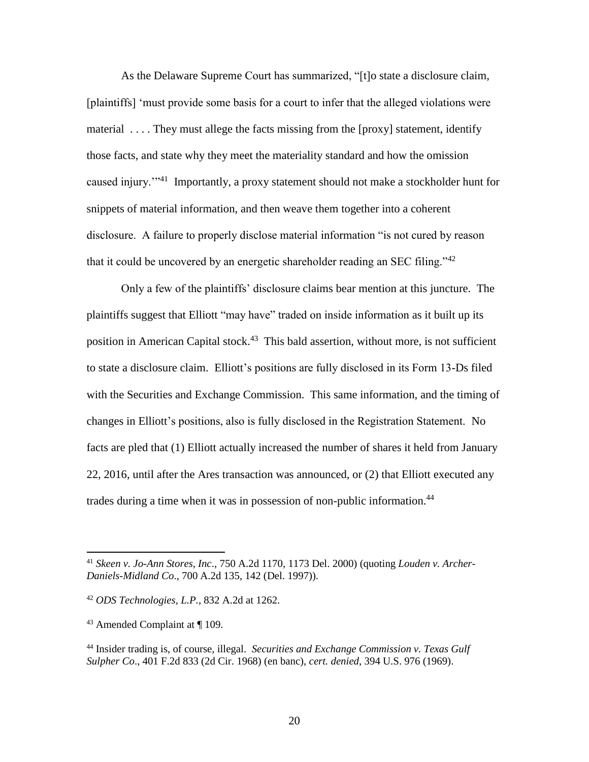As the Delaware Supreme Court has summarized, "[t]o state a disclosure claim, [plaintiffs] 'must provide some basis for a court to infer that the alleged violations were material . . . . They must allege the facts missing from the [proxy] statement, identify those facts, and state why they meet the materiality standard and how the omission caused injury.'"[41] Importantly, a proxy statement should not make a stockholder hunt for snippets of material information, and then weave them together into a coherent disclosure. A failure to properly disclose material information "is not cured by reason that it could be uncovered by an energetic shareholder reading an SEC filing."[42]

Only a few of the plaintiffs' disclosure claims bear mention at this juncture. The plaintiffs suggest that Elliott "may have" traded on inside information as it built up its position in American Capital stock.[43] This bald assertion, without more, is not sufficient to state a disclosure claim. Elliott's positions are fully disclosed in its Form 13-Ds filed with the Securities and Exchange Commission. This same information, and the timing of changes in Elliott's positions, also is fully disclosed in the Registration Statement. No facts are pled that (1) Elliott actually increased the number of shares it held from January 22, 2016, until after the Ares transaction was announced, or (2) that Elliott executed any trades during a time when it was in possession of non-public information.[44]

---

[41] *Skeen v. Jo-Ann Stores, Inc*., 750 A.2d 1170, 1173 Del. 2000) (quoting *Louden v. Archer-Daniels-Midland Co*., 700 A.2d 135, 142 (Del. 1997)).

[42] *ODS Technologies, L.P.*, 832 A.2d at 1262.

[43] Amended Complaint at ¶ 109.

[44] Insider trading is, of course, illegal. *Securities and Exchange Commission v. Texas Gulf Sulpher Co*., 401 F.2d 833 (2d Cir. 1968) (en banc), *cert. denied*, 394 U.S. 976 (1969).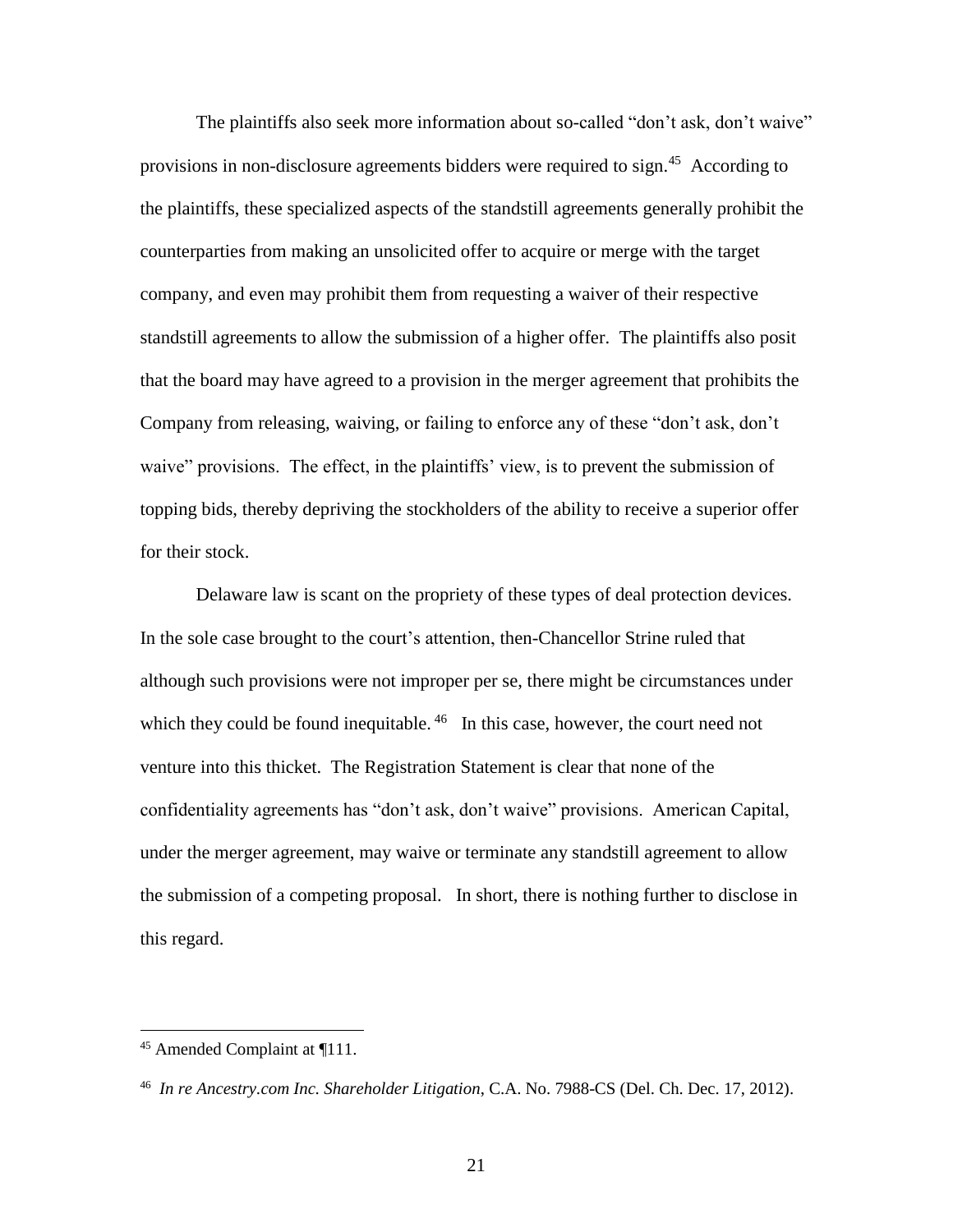The plaintiffs also seek more information about so-called "don't ask, don't waive" provisions in non-disclosure agreements bidders were required to sign.[45] According to the plaintiffs, these specialized aspects of the standstill agreements generally prohibit the counterparties from making an unsolicited offer to acquire or merge with the target company, and even may prohibit them from requesting a waiver of their respective standstill agreements to allow the submission of a higher offer. The plaintiffs also posit that the board may have agreed to a provision in the merger agreement that prohibits the Company from releasing, waiving, or failing to enforce any of these "don't ask, don't waive" provisions. The effect, in the plaintiffs' view, is to prevent the submission of topping bids, thereby depriving the stockholders of the ability to receive a superior offer for their stock.

Delaware law is scant on the propriety of these types of deal protection devices. In the sole case brought to the court's attention, then-Chancellor Strine ruled that although such provisions were not improper per se, there might be circumstances under which they could be found inequitable.[46] In this case, however, the court need not venture into this thicket. The Registration Statement is clear that none of the confidentiality agreements has "don't ask, don't waive" provisions. American Capital, under the merger agreement, may waive or terminate any standstill agreement to allow the submission of a competing proposal. In short, there is nothing further to disclose in this regard.

---

[45] Amended Complaint at ¶111.

[46] *In re Ancestry.com Inc. Shareholder Litigation*, C.A. No. 7988-CS (Del. Ch. Dec. 17, 2012).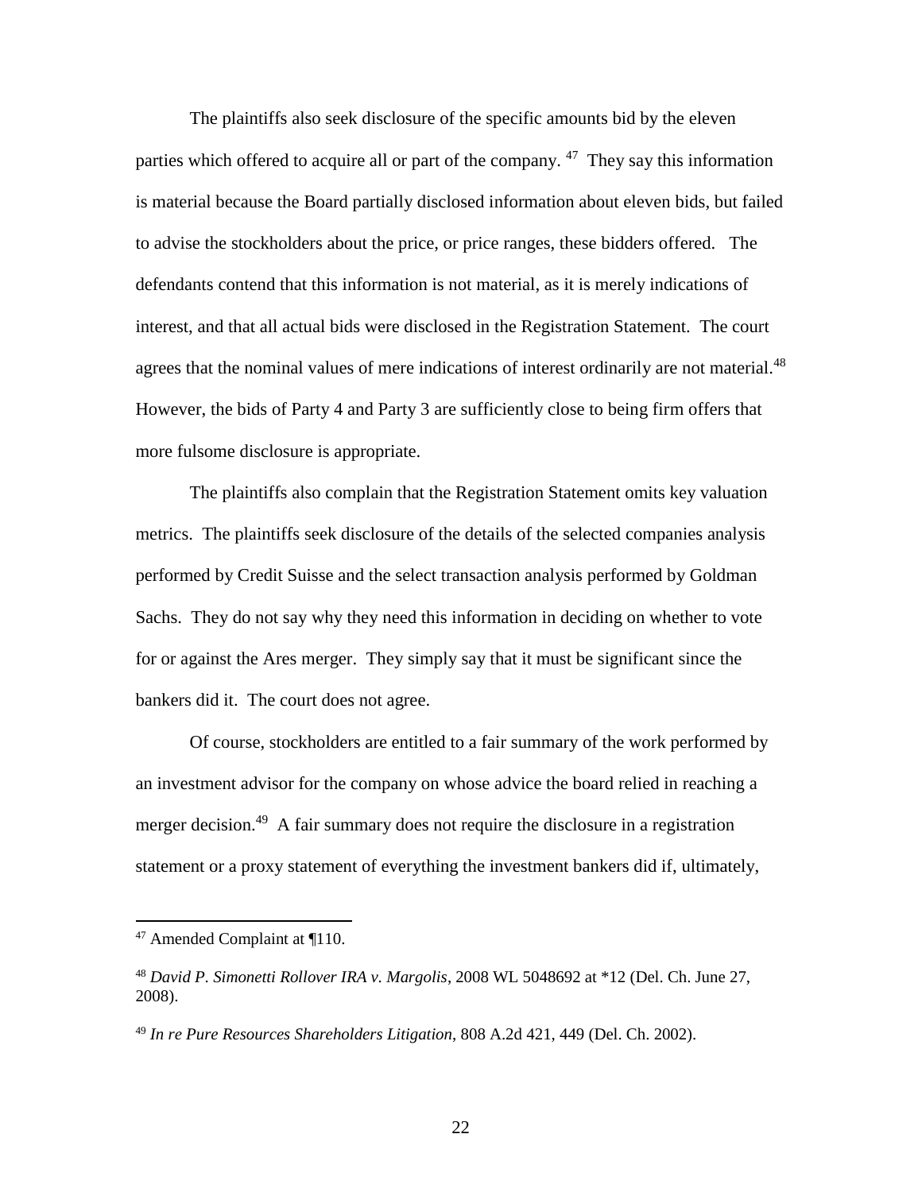The plaintiffs also seek disclosure of the specific amounts bid by the eleven parties which offered to acquire all or part of the company. [47] They say this information is material because the Board partially disclosed information about eleven bids, but failed to advise the stockholders about the price, or price ranges, these bidders offered. The defendants contend that this information is not material, as it is merely indications of interest, and that all actual bids were disclosed in the Registration Statement. The court agrees that the nominal values of mere indications of interest ordinarily are not material.[48] However, the bids of Party 4 and Party 3 are sufficiently close to being firm offers that more fulsome disclosure is appropriate.

The plaintiffs also complain that the Registration Statement omits key valuation metrics. The plaintiffs seek disclosure of the details of the selected companies analysis performed by Credit Suisse and the select transaction analysis performed by Goldman Sachs. They do not say why they need this information in deciding on whether to vote for or against the Ares merger. They simply say that it must be significant since the bankers did it. The court does not agree.

Of course, stockholders are entitled to a fair summary of the work performed by an investment advisor for the company on whose advice the board relied in reaching a merger decision.[49] A fair summary does not require the disclosure in a registration statement or a proxy statement of everything the investment bankers did if, ultimately,

---

[47] Amended Complaint at ¶110.

[48] *David P. Simonetti Rollover IRA v. Margolis*, 2008 WL 5048692 at *12 (Del. Ch. June 27, 2008).

[49] *In re Pure Resources Shareholders Litigation*, 808 A.2d 421, 449 (Del. Ch. 2002).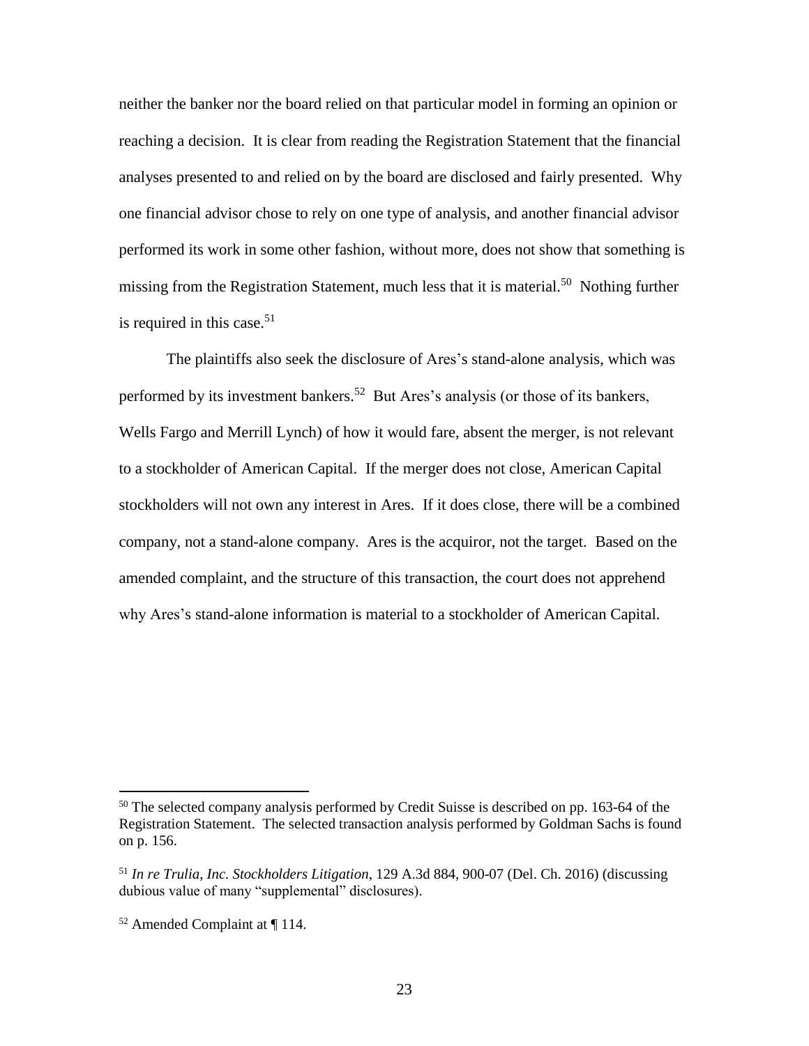neither the banker nor the board relied on that particular model in forming an opinion or reaching a decision. It is clear from reading the Registration Statement that the financial analyses presented to and relied on by the board are disclosed and fairly presented. Why one financial advisor chose to rely on one type of analysis, and another financial advisor performed its work in some other fashion, without more, does not show that something is missing from the Registration Statement, much less that it is material.[50] Nothing further is required in this case.[51]

The plaintiffs also seek the disclosure of Ares's stand-alone analysis, which was performed by its investment bankers.[52] But Ares's analysis (or those of its bankers, Wells Fargo and Merrill Lynch) of how it would fare, absent the merger, is not relevant to a stockholder of American Capital. If the merger does not close, American Capital stockholders will not own any interest in Ares. If it does close, there will be a combined company, not a stand-alone company. Ares is the acquiror, not the target. Based on the amended complaint, and the structure of this transaction, the court does not apprehend why Ares's stand-alone information is material to a stockholder of American Capital.

---

[50] The selected company analysis performed by Credit Suisse is described on pp. 163-64 of the Registration Statement. The selected transaction analysis performed by Goldman Sachs is found on p. 156.

[51] *In re Trulia, Inc. Stockholders Litigation*, 129 A.3d 884, 900-07 (Del. Ch. 2016) (discussing dubious value of many "supplemental" disclosures).

[52] Amended Complaint at ¶ 114.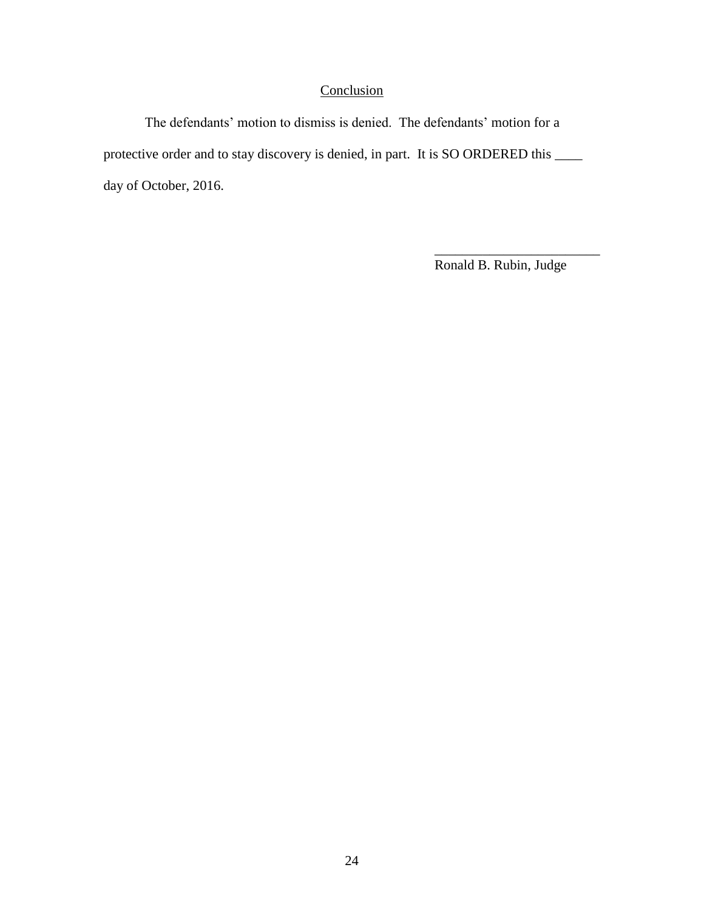## Conclusion

The defendants' motion to dismiss is denied. The defendants' motion for a protective order and to stay discovery is denied, in part. It is SO ORDERED this ____ day of October, 2016.

________________________
Ronald B. Rubin, Judge